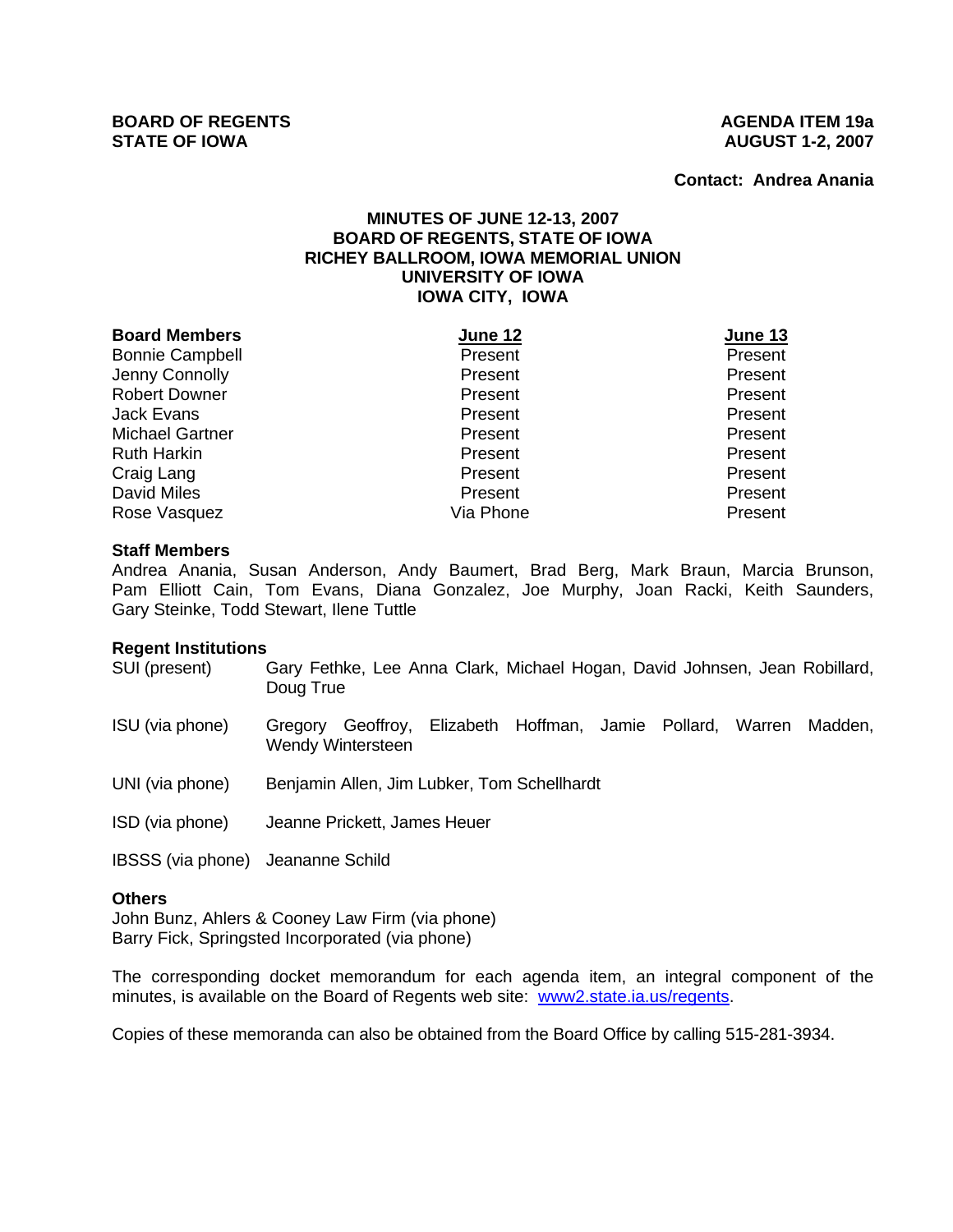**BOARD OF REGENTS**
**STATE OF IOWA**

**AGENDA ITEM 19a**
**AUGUST 1-2, 2007**

**Contact: Andrea Anania**

# MINUTES OF JUNE 12-13, 2007
## BOARD OF REGENTS, STATE OF IOWA
## RICHEY BALLROOM, IOWA MEMORIAL UNION
## UNIVERSITY OF IOWA
## IOWA CITY, IOWA

| **Board Members** | **June 12** | **June 13** |
|---|---|---|
| Bonnie Campbell | Present | Present |
| Jenny Connolly | Present | Present |
| Robert Downer | Present | Present |
| Jack Evans | Present | Present |
| Michael Gartner | Present | Present |
| Ruth Harkin | Present | Present |
| Craig Lang | Present | Present |
| David Miles | Present | Present |
| Rose Vasquez | Via Phone | Present |

**Staff Members**
Andrea Anania, Susan Anderson, Andy Baumert, Brad Berg, Mark Braun, Marcia Brunson, Pam Elliott Cain, Tom Evans, Diana Gonzalez, Joe Murphy, Joan Racki, Keith Saunders, Gary Steinke, Todd Stewart, Ilene Tuttle

**Regent Institutions**

| | |
|---|---|
| SUI (present) | Gary Fethke, Lee Anna Clark, Michael Hogan, David Johnsen, Jean Robillard, Doug True |
| ISU (via phone) | Gregory Geoffroy, Elizabeth Hoffman, Jamie Pollard, Warren Madden, Wendy Wintersteen |
| UNI (via phone) | Benjamin Allen, Jim Lubker, Tom Schellhardt |
| ISD (via phone) | Jeanne Prickett, James Heuer |
| IBSSS (via phone) | Jeananne Schild |

**Others**
John Bunz, Ahlers & Cooney Law Firm (via phone)
Barry Fick, Springsted Incorporated (via phone)

The corresponding docket memorandum for each agenda item, an integral component of the minutes, is available on the Board of Regents web site: www2.state.ia.us/regents.

Copies of these memoranda can also be obtained from the Board Office by calling 515-281-3934.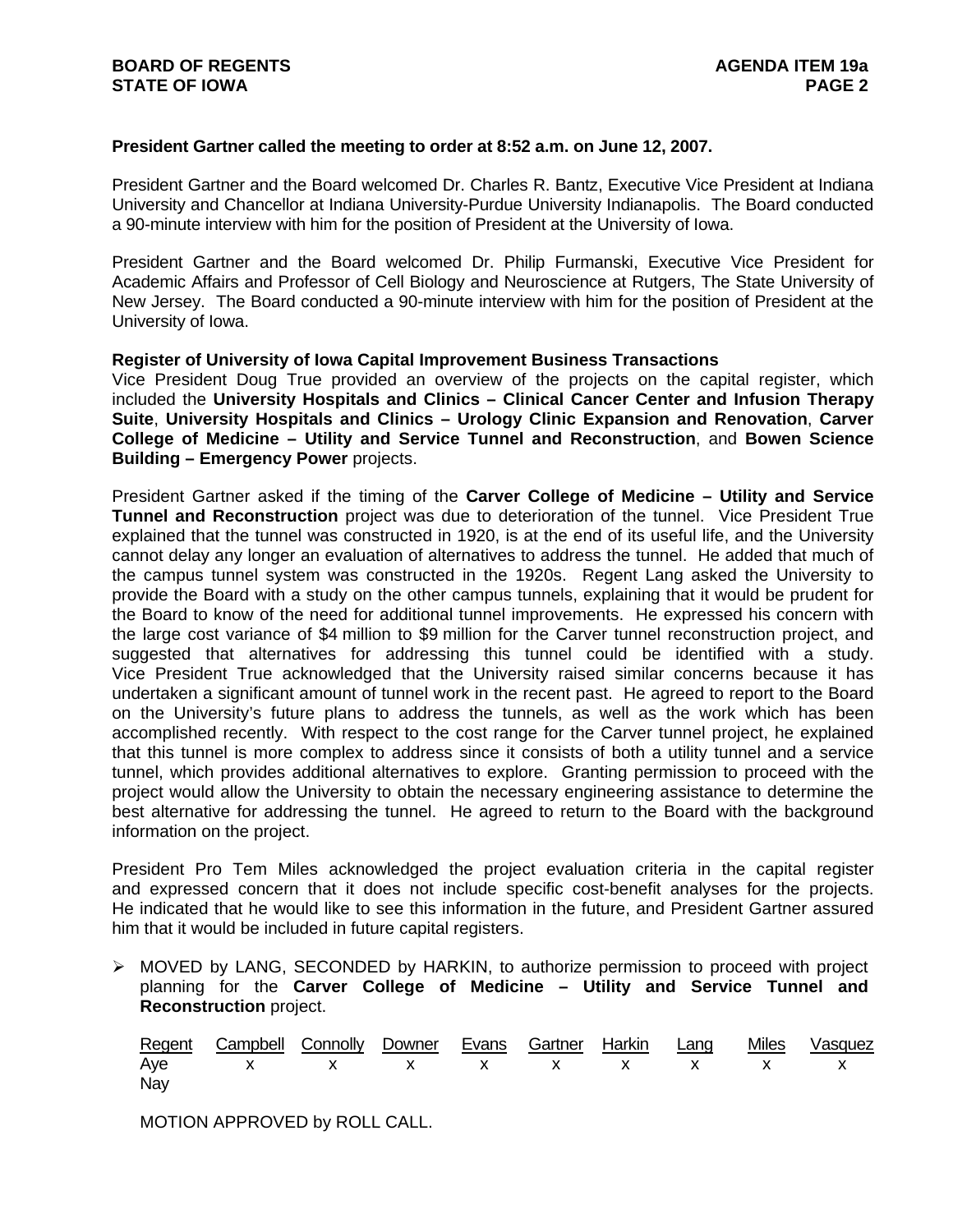**President Gartner called the meeting to order at 8:52 a.m. on June 12, 2007.**

President Gartner and the Board welcomed Dr. Charles R. Bantz, Executive Vice President at Indiana University and Chancellor at Indiana University-Purdue University Indianapolis. The Board conducted a 90-minute interview with him for the position of President at the University of Iowa.

President Gartner and the Board welcomed Dr. Philip Furmanski, Executive Vice President for Academic Affairs and Professor of Cell Biology and Neuroscience at Rutgers, The State University of New Jersey. The Board conducted a 90-minute interview with him for the position of President at the University of Iowa.

**Register of University of Iowa Capital Improvement Business Transactions**

Vice President Doug True provided an overview of the projects on the capital register, which included the **University Hospitals and Clinics – Clinical Cancer Center and Infusion Therapy Suite**, **University Hospitals and Clinics – Urology Clinic Expansion and Renovation**, **Carver College of Medicine – Utility and Service Tunnel and Reconstruction**, and **Bowen Science Building – Emergency Power** projects.

President Gartner asked if the timing of the **Carver College of Medicine – Utility and Service Tunnel and Reconstruction** project was due to deterioration of the tunnel. Vice President True explained that the tunnel was constructed in 1920, is at the end of its useful life, and the University cannot delay any longer an evaluation of alternatives to address the tunnel. He added that much of the campus tunnel system was constructed in the 1920s. Regent Lang asked the University to provide the Board with a study on the other campus tunnels, explaining that it would be prudent for the Board to know of the need for additional tunnel improvements. He expressed his concern with the large cost variance of $4 million to $9 million for the Carver tunnel reconstruction project, and suggested that alternatives for addressing this tunnel could be identified with a study. Vice President True acknowledged that the University raised similar concerns because it has undertaken a significant amount of tunnel work in the recent past. He agreed to report to the Board on the University's future plans to address the tunnels, as well as the work which has been accomplished recently. With respect to the cost range for the Carver tunnel project, he explained that this tunnel is more complex to address since it consists of both a utility tunnel and a service tunnel, which provides additional alternatives to explore. Granting permission to proceed with the project would allow the University to obtain the necessary engineering assistance to determine the best alternative for addressing the tunnel. He agreed to return to the Board with the background information on the project.

President Pro Tem Miles acknowledged the project evaluation criteria in the capital register and expressed concern that it does not include specific cost-benefit analyses for the projects. He indicated that he would like to see this information in the future, and President Gartner assured him that it would be included in future capital registers.

- MOVED by LANG, SECONDED by HARKIN, to authorize permission to proceed with project planning for the **Carver College of Medicine – Utility and Service Tunnel and Reconstruction** project.

| Regent | Campbell | Connolly | Downer | Evans | Gartner | Harkin | Lang | Miles | Vasquez |
|---|---|---|---|---|---|---|---|---|---|
| Aye | x | x | x | x | x | x | x | x | x |
| Nay | | | | | | | | | |

MOTION APPROVED by ROLL CALL.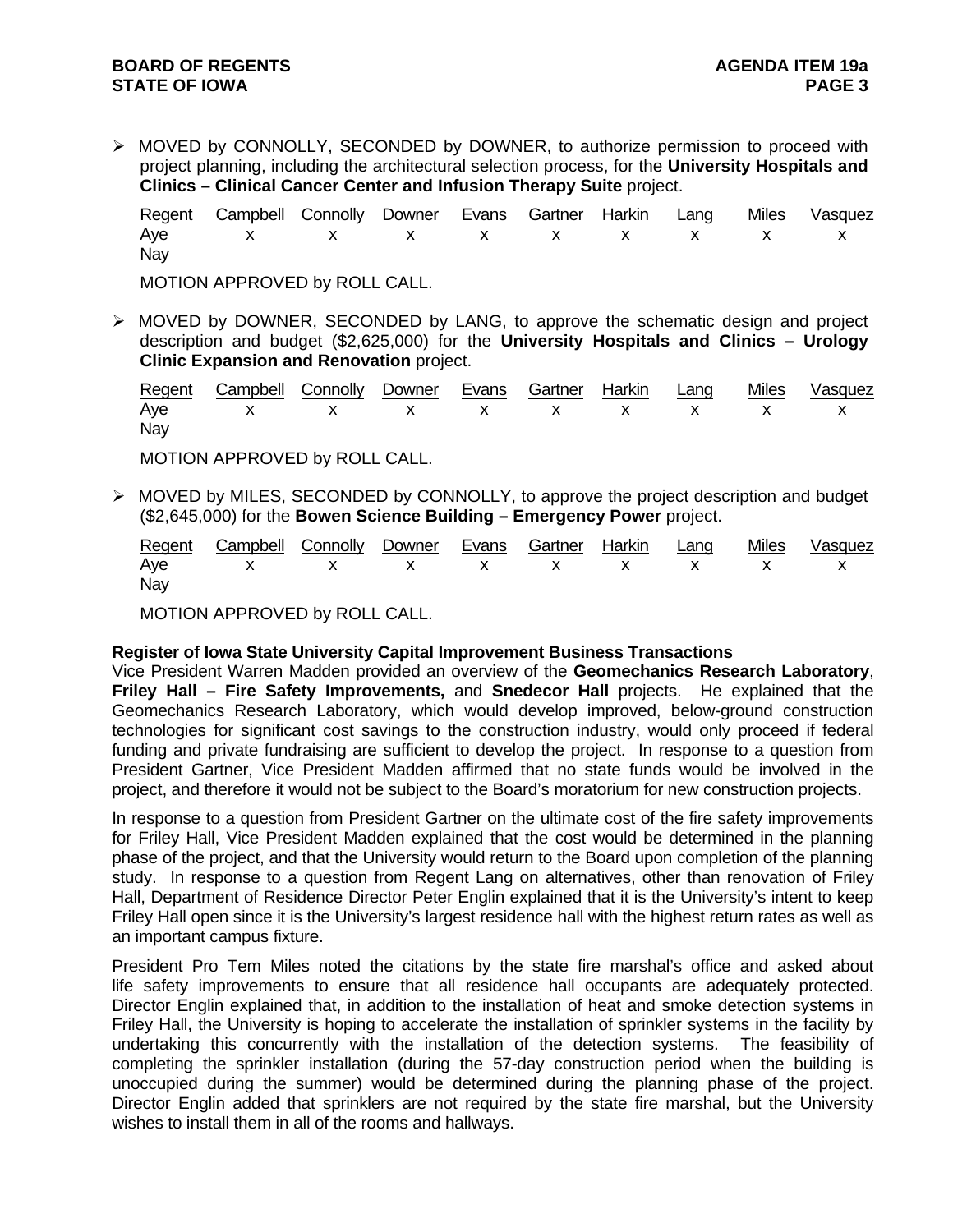- MOVED by CONNOLLY, SECONDED by DOWNER, to authorize permission to proceed with project planning, including the architectural selection process, for the **University Hospitals and Clinics – Clinical Cancer Center and Infusion Therapy Suite** project.

| Regent | Campbell | Connolly | Downer | Evans | Gartner | Harkin | Lang | Miles | Vasquez |
|---|---|---|---|---|---|---|---|---|---|
| Aye | x | x | x | x | x | x | x | x | x |
| Nay | | | | | | | | | |

MOTION APPROVED by ROLL CALL.

- MOVED by DOWNER, SECONDED by LANG, to approve the schematic design and project description and budget ($2,625,000) for the **University Hospitals and Clinics – Urology Clinic Expansion and Renovation** project.

| Regent | Campbell | Connolly | Downer | Evans | Gartner | Harkin | Lang | Miles | Vasquez |
|---|---|---|---|---|---|---|---|---|---|
| Aye | x | x | x | x | x | x | x | x | x |
| Nay | | | | | | | | | |

MOTION APPROVED by ROLL CALL.

- MOVED by MILES, SECONDED by CONNOLLY, to approve the project description and budget ($2,645,000) for the **Bowen Science Building – Emergency Power** project.

| Regent | Campbell | Connolly | Downer | Evans | Gartner | Harkin | Lang | Miles | Vasquez |
|---|---|---|---|---|---|---|---|---|---|
| Aye | x | x | x | x | x | x | x | x | x |
| Nay | | | | | | | | | |

MOTION APPROVED by ROLL CALL.

**Register of Iowa State University Capital Improvement Business Transactions**

Vice President Warren Madden provided an overview of the **Geomechanics Research Laboratory**, **Friley Hall – Fire Safety Improvements,** and **Snedecor Hall** projects. He explained that the Geomechanics Research Laboratory, which would develop improved, below-ground construction technologies for significant cost savings to the construction industry, would only proceed if federal funding and private fundraising are sufficient to develop the project. In response to a question from President Gartner, Vice President Madden affirmed that no state funds would be involved in the project, and therefore it would not be subject to the Board's moratorium for new construction projects.

In response to a question from President Gartner on the ultimate cost of the fire safety improvements for Friley Hall, Vice President Madden explained that the cost would be determined in the planning phase of the project, and that the University would return to the Board upon completion of the planning study. In response to a question from Regent Lang on alternatives, other than renovation of Friley Hall, Department of Residence Director Peter Englin explained that it is the University's intent to keep Friley Hall open since it is the University's largest residence hall with the highest return rates as well as an important campus fixture.

President Pro Tem Miles noted the citations by the state fire marshal's office and asked about life safety improvements to ensure that all residence hall occupants are adequately protected. Director Englin explained that, in addition to the installation of heat and smoke detection systems in Friley Hall, the University is hoping to accelerate the installation of sprinkler systems in the facility by undertaking this concurrently with the installation of the detection systems. The feasibility of completing the sprinkler installation (during the 57-day construction period when the building is unoccupied during the summer) would be determined during the planning phase of the project. Director Englin added that sprinklers are not required by the state fire marshal, but the University wishes to install them in all of the rooms and hallways.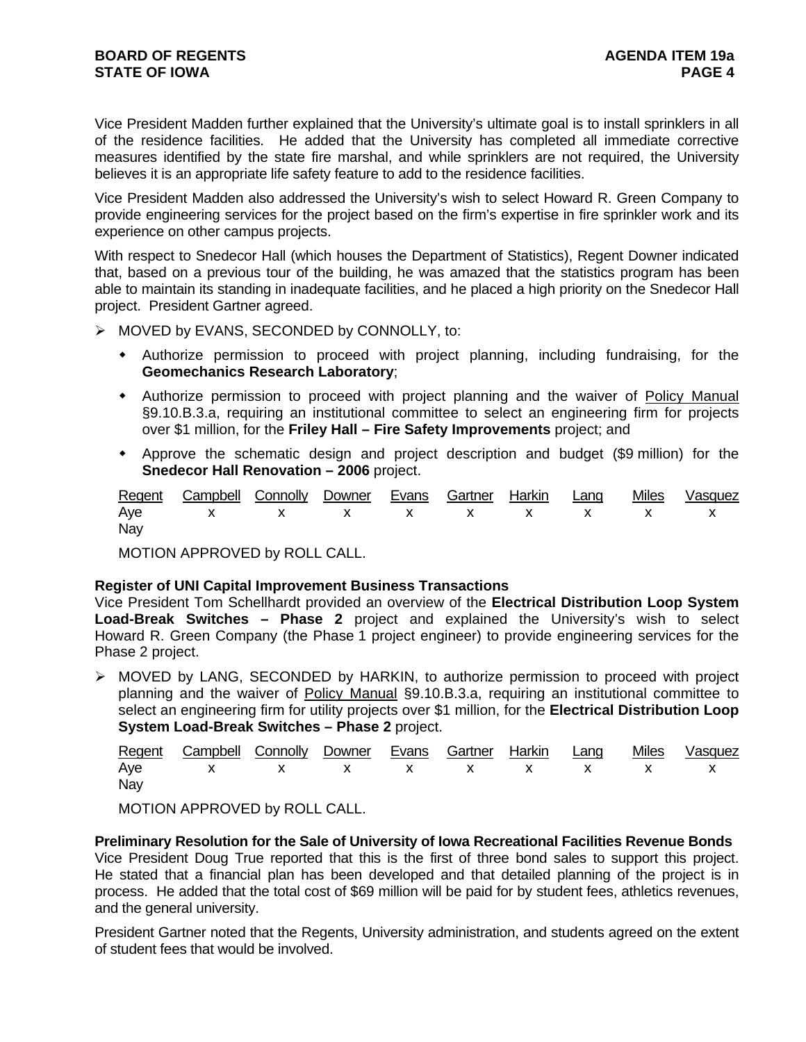Vice President Madden further explained that the University's ultimate goal is to install sprinklers in all of the residence facilities. He added that the University has completed all immediate corrective measures identified by the state fire marshal, and while sprinklers are not required, the University believes it is an appropriate life safety feature to add to the residence facilities.

Vice President Madden also addressed the University's wish to select Howard R. Green Company to provide engineering services for the project based on the firm's expertise in fire sprinkler work and its experience on other campus projects.

With respect to Snedecor Hall (which houses the Department of Statistics), Regent Downer indicated that, based on a previous tour of the building, he was amazed that the statistics program has been able to maintain its standing in inadequate facilities, and he placed a high priority on the Snedecor Hall project. President Gartner agreed.

- MOVED by EVANS, SECONDED by CONNOLLY, to:
  - Authorize permission to proceed with project planning, including fundraising, for the **Geomechanics Research Laboratory**;
  - Authorize permission to proceed with project planning and the waiver of Policy Manual §9.10.B.3.a, requiring an institutional committee to select an engineering firm for projects over $1 million, for the **Friley Hall – Fire Safety Improvements** project; and
  - Approve the schematic design and project description and budget ($9 million) for the **Snedecor Hall Renovation – 2006** project.

| Regent | Campbell | Connolly | Downer | Evans | Gartner | Harkin | Lang | Miles | Vasquez |
|---|---|---|---|---|---|---|---|---|---|
| Aye | x | x | x | x | x | x | x | x | x |
| Nay | | | | | | | | | |

MOTION APPROVED by ROLL CALL.

**Register of UNI Capital Improvement Business Transactions**
Vice President Tom Schellhardt provided an overview of the **Electrical Distribution Loop System Load-Break Switches – Phase 2** project and explained the University's wish to select Howard R. Green Company (the Phase 1 project engineer) to provide engineering services for the Phase 2 project.

- MOVED by LANG, SECONDED by HARKIN, to authorize permission to proceed with project planning and the waiver of Policy Manual §9.10.B.3.a, requiring an institutional committee to select an engineering firm for utility projects over $1 million, for the **Electrical Distribution Loop System Load-Break Switches – Phase 2** project.

| Regent | Campbell | Connolly | Downer | Evans | Gartner | Harkin | Lang | Miles | Vasquez |
|---|---|---|---|---|---|---|---|---|---|
| Aye | x | x | x | x | x | x | x | x | x |
| Nay | | | | | | | | | |

MOTION APPROVED by ROLL CALL.

**Preliminary Resolution for the Sale of University of Iowa Recreational Facilities Revenue Bonds**
Vice President Doug True reported that this is the first of three bond sales to support this project. He stated that a financial plan has been developed and that detailed planning of the project is in process. He added that the total cost of $69 million will be paid for by student fees, athletics revenues, and the general university.

President Gartner noted that the Regents, University administration, and students agreed on the extent of student fees that would be involved.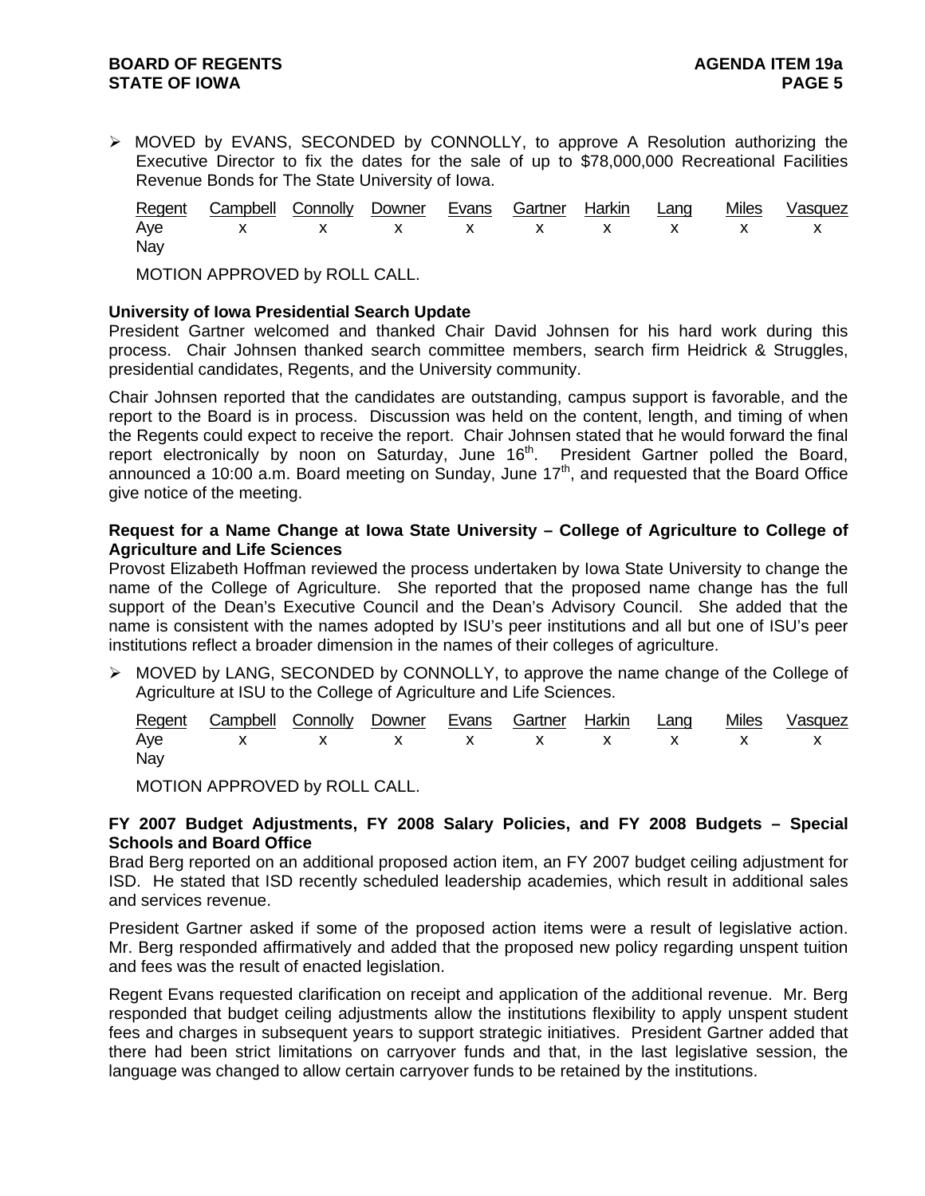➢ MOVED by EVANS, SECONDED by CONNOLLY, to approve A Resolution authorizing the Executive Director to fix the dates for the sale of up to $78,000,000 Recreational Facilities Revenue Bonds for The State University of Iowa.

| Regent | Campbell | Connolly | Downer | Evans | Gartner | Harkin | Lang | Miles | Vasquez |
|---|---|---|---|---|---|---|---|---|---|
| Aye | x | x | x | x | x | x | x | x | x |
| Nay | | | | | | | | | |

MOTION APPROVED by ROLL CALL.

**University of Iowa Presidential Search Update**

President Gartner welcomed and thanked Chair David Johnsen for his hard work during this process. Chair Johnsen thanked search committee members, search firm Heidrick & Struggles, presidential candidates, Regents, and the University community.

Chair Johnsen reported that the candidates are outstanding, campus support is favorable, and the report to the Board is in process. Discussion was held on the content, length, and timing of when the Regents could expect to receive the report. Chair Johnsen stated that he would forward the final report electronically by noon on Saturday, June 16th. President Gartner polled the Board, announced a 10:00 a.m. Board meeting on Sunday, June 17th, and requested that the Board Office give notice of the meeting.

**Request for a Name Change at Iowa State University – College of Agriculture to College of Agriculture and Life Sciences**

Provost Elizabeth Hoffman reviewed the process undertaken by Iowa State University to change the name of the College of Agriculture. She reported that the proposed name change has the full support of the Dean's Executive Council and the Dean's Advisory Council. She added that the name is consistent with the names adopted by ISU's peer institutions and all but one of ISU's peer institutions reflect a broader dimension in the names of their colleges of agriculture.

➢ MOVED by LANG, SECONDED by CONNOLLY, to approve the name change of the College of Agriculture at ISU to the College of Agriculture and Life Sciences.

| Regent | Campbell | Connolly | Downer | Evans | Gartner | Harkin | Lang | Miles | Vasquez |
|---|---|---|---|---|---|---|---|---|---|
| Aye | x | x | x | x | x | x | x | x | x |
| Nay | | | | | | | | | |

MOTION APPROVED by ROLL CALL.

**FY 2007 Budget Adjustments, FY 2008 Salary Policies, and FY 2008 Budgets – Special Schools and Board Office**

Brad Berg reported on an additional proposed action item, an FY 2007 budget ceiling adjustment for ISD. He stated that ISD recently scheduled leadership academies, which result in additional sales and services revenue.

President Gartner asked if some of the proposed action items were a result of legislative action. Mr. Berg responded affirmatively and added that the proposed new policy regarding unspent tuition and fees was the result of enacted legislation.

Regent Evans requested clarification on receipt and application of the additional revenue. Mr. Berg responded that budget ceiling adjustments allow the institutions flexibility to apply unspent student fees and charges in subsequent years to support strategic initiatives. President Gartner added that there had been strict limitations on carryover funds and that, in the last legislative session, the language was changed to allow certain carryover funds to be retained by the institutions.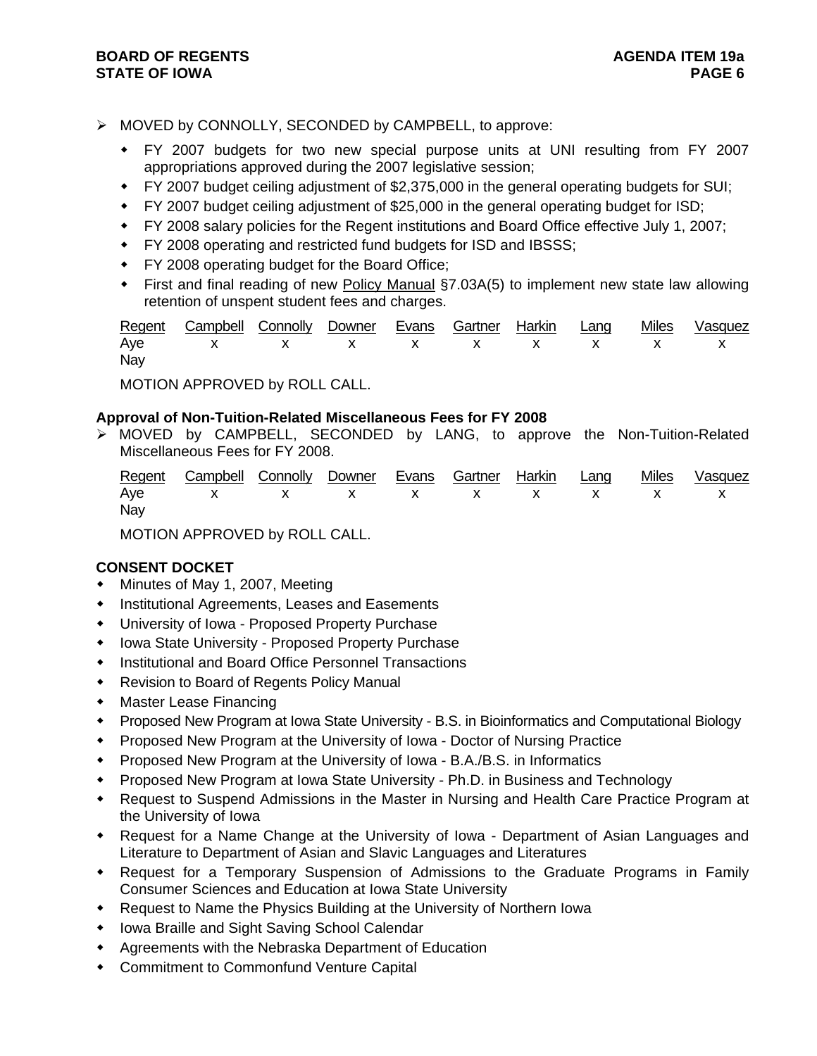➢ MOVED by CONNOLLY, SECONDED by CAMPBELL, to approve:

- FY 2007 budgets for two new special purpose units at UNI resulting from FY 2007 appropriations approved during the 2007 legislative session;
- FY 2007 budget ceiling adjustment of $2,375,000 in the general operating budgets for SUI;
- FY 2007 budget ceiling adjustment of $25,000 in the general operating budget for ISD;
- FY 2008 salary policies for the Regent institutions and Board Office effective July 1, 2007;
- FY 2008 operating and restricted fund budgets for ISD and IBSSS;
- FY 2008 operating budget for the Board Office;
- First and final reading of new Policy Manual §7.03A(5) to implement new state law allowing retention of unspent student fees and charges.

| Regent | Campbell | Connolly | Downer | Evans | Gartner | Harkin | Lang | Miles | Vasquez |
|---|---|---|---|---|---|---|---|---|---|
| Aye | x | x | x | x | x | x | x | x | x |
| Nay | | | | | | | | | |

MOTION APPROVED by ROLL CALL.

**Approval of Non-Tuition-Related Miscellaneous Fees for FY 2008**

➢ MOVED by CAMPBELL, SECONDED by LANG, to approve the Non-Tuition-Related Miscellaneous Fees for FY 2008.

| Regent | Campbell | Connolly | Downer | Evans | Gartner | Harkin | Lang | Miles | Vasquez |
|---|---|---|---|---|---|---|---|---|---|
| Aye | x | x | x | x | x | x | x | x | x |
| Nay | | | | | | | | | |

MOTION APPROVED by ROLL CALL.

**CONSENT DOCKET**

- Minutes of May 1, 2007, Meeting
- Institutional Agreements, Leases and Easements
- University of Iowa - Proposed Property Purchase
- Iowa State University - Proposed Property Purchase
- Institutional and Board Office Personnel Transactions
- Revision to Board of Regents Policy Manual
- Master Lease Financing
- Proposed New Program at Iowa State University - B.S. in Bioinformatics and Computational Biology
- Proposed New Program at the University of Iowa - Doctor of Nursing Practice
- Proposed New Program at the University of Iowa - B.A./B.S. in Informatics
- Proposed New Program at Iowa State University - Ph.D. in Business and Technology
- Request to Suspend Admissions in the Master in Nursing and Health Care Practice Program at the University of Iowa
- Request for a Name Change at the University of Iowa - Department of Asian Languages and Literature to Department of Asian and Slavic Languages and Literatures
- Request for a Temporary Suspension of Admissions to the Graduate Programs in Family Consumer Sciences and Education at Iowa State University
- Request to Name the Physics Building at the University of Northern Iowa
- Iowa Braille and Sight Saving School Calendar
- Agreements with the Nebraska Department of Education
- Commitment to Commonfund Venture Capital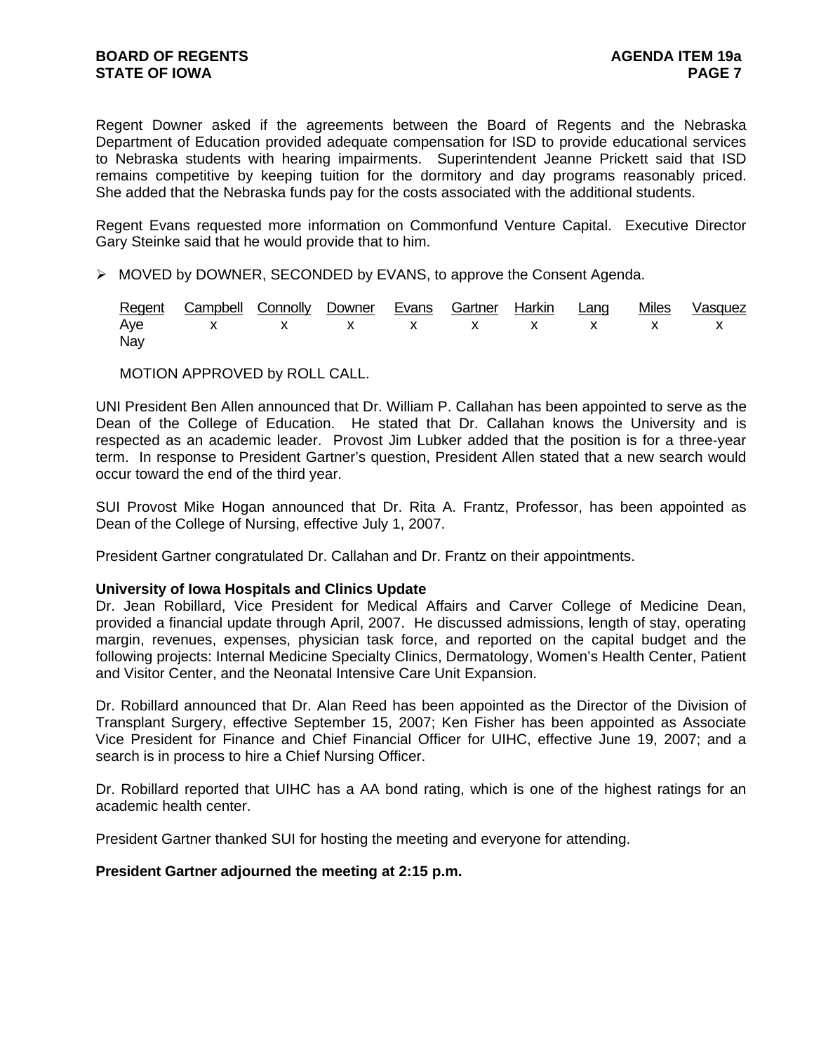Regent Downer asked if the agreements between the Board of Regents and the Nebraska Department of Education provided adequate compensation for ISD to provide educational services to Nebraska students with hearing impairments. Superintendent Jeanne Prickett said that ISD remains competitive by keeping tuition for the dormitory and day programs reasonably priced. She added that the Nebraska funds pay for the costs associated with the additional students.

Regent Evans requested more information on Commonfund Venture Capital. Executive Director Gary Steinke said that he would provide that to him.

- MOVED by DOWNER, SECONDED by EVANS, to approve the Consent Agenda.

| Regent | Campbell | Connolly | Downer | Evans | Gartner | Harkin | Lang | Miles | Vasquez |
|---|---|---|---|---|---|---|---|---|---|
| Aye | x | x | x | x | x | x | x | x | x |
| Nay | | | | | | | | | |

MOTION APPROVED by ROLL CALL.

UNI President Ben Allen announced that Dr. William P. Callahan has been appointed to serve as the Dean of the College of Education. He stated that Dr. Callahan knows the University and is respected as an academic leader. Provost Jim Lubker added that the position is for a three-year term. In response to President Gartner's question, President Allen stated that a new search would occur toward the end of the third year.

SUI Provost Mike Hogan announced that Dr. Rita A. Frantz, Professor, has been appointed as Dean of the College of Nursing, effective July 1, 2007.

President Gartner congratulated Dr. Callahan and Dr. Frantz on their appointments.

**University of Iowa Hospitals and Clinics Update**

Dr. Jean Robillard, Vice President for Medical Affairs and Carver College of Medicine Dean, provided a financial update through April, 2007. He discussed admissions, length of stay, operating margin, revenues, expenses, physician task force, and reported on the capital budget and the following projects: Internal Medicine Specialty Clinics, Dermatology, Women's Health Center, Patient and Visitor Center, and the Neonatal Intensive Care Unit Expansion.

Dr. Robillard announced that Dr. Alan Reed has been appointed as the Director of the Division of Transplant Surgery, effective September 15, 2007; Ken Fisher has been appointed as Associate Vice President for Finance and Chief Financial Officer for UIHC, effective June 19, 2007; and a search is in process to hire a Chief Nursing Officer.

Dr. Robillard reported that UIHC has a AA bond rating, which is one of the highest ratings for an academic health center.

President Gartner thanked SUI for hosting the meeting and everyone for attending.

**President Gartner adjourned the meeting at 2:15 p.m.**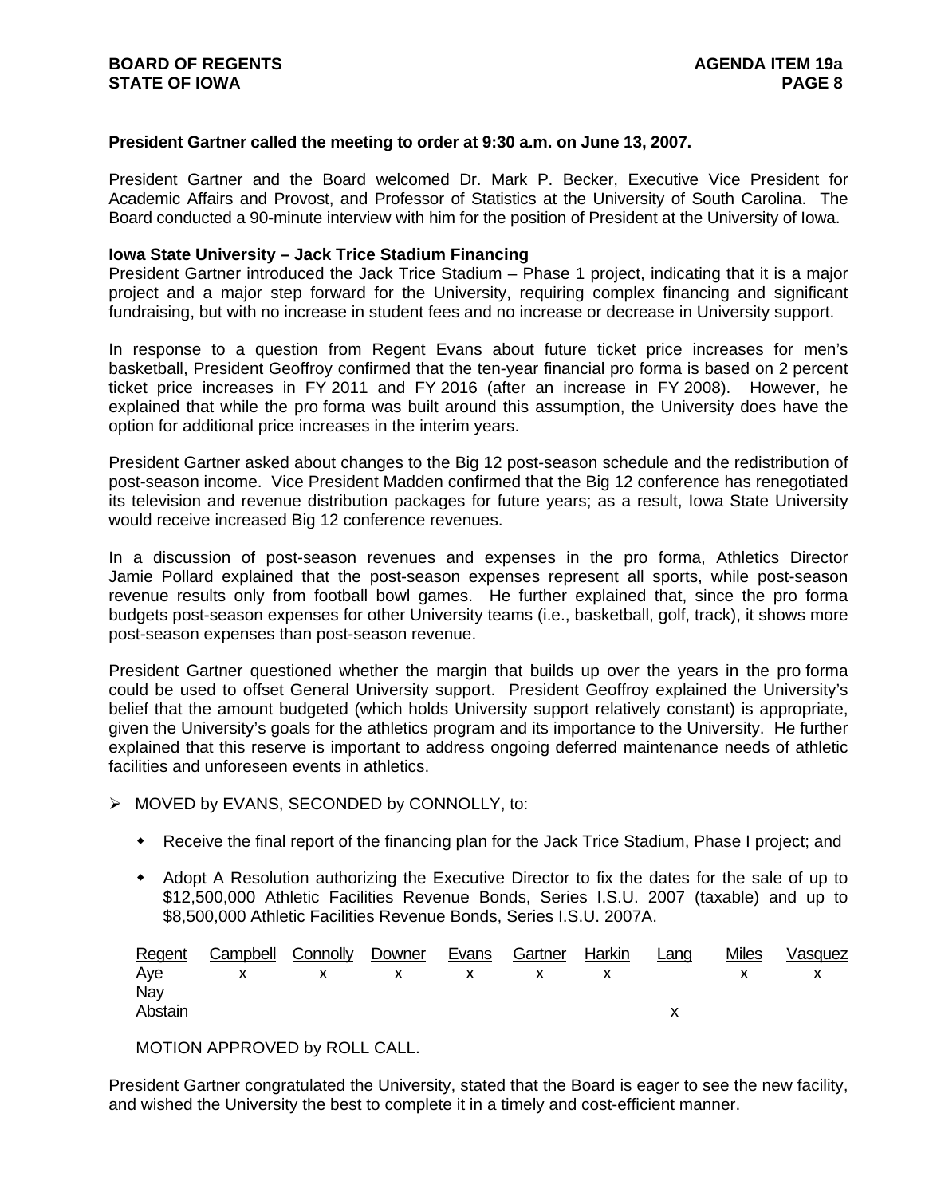**President Gartner called the meeting to order at 9:30 a.m. on June 13, 2007.**

President Gartner and the Board welcomed Dr. Mark P. Becker, Executive Vice President for Academic Affairs and Provost, and Professor of Statistics at the University of South Carolina. The Board conducted a 90-minute interview with him for the position of President at the University of Iowa.

**Iowa State University – Jack Trice Stadium Financing**

President Gartner introduced the Jack Trice Stadium – Phase 1 project, indicating that it is a major project and a major step forward for the University, requiring complex financing and significant fundraising, but with no increase in student fees and no increase or decrease in University support.

In response to a question from Regent Evans about future ticket price increases for men's basketball, President Geoffroy confirmed that the ten-year financial pro forma is based on 2 percent ticket price increases in FY 2011 and FY 2016 (after an increase in FY 2008). However, he explained that while the pro forma was built around this assumption, the University does have the option for additional price increases in the interim years.

President Gartner asked about changes to the Big 12 post-season schedule and the redistribution of post-season income. Vice President Madden confirmed that the Big 12 conference has renegotiated its television and revenue distribution packages for future years; as a result, Iowa State University would receive increased Big 12 conference revenues.

In a discussion of post-season revenues and expenses in the pro forma, Athletics Director Jamie Pollard explained that the post-season expenses represent all sports, while post-season revenue results only from football bowl games. He further explained that, since the pro forma budgets post-season expenses for other University teams (i.e., basketball, golf, track), it shows more post-season expenses than post-season revenue.

President Gartner questioned whether the margin that builds up over the years in the pro forma could be used to offset General University support. President Geoffroy explained the University's belief that the amount budgeted (which holds University support relatively constant) is appropriate, given the University's goals for the athletics program and its importance to the University. He further explained that this reserve is important to address ongoing deferred maintenance needs of athletic facilities and unforeseen events in athletics.

- MOVED by EVANS, SECONDED by CONNOLLY, to:
  - Receive the final report of the financing plan for the Jack Trice Stadium, Phase I project; and
  - Adopt A Resolution authorizing the Executive Director to fix the dates for the sale of up to $12,500,000 Athletic Facilities Revenue Bonds, Series I.S.U. 2007 (taxable) and up to $8,500,000 Athletic Facilities Revenue Bonds, Series I.S.U. 2007A.

| Regent | Campbell | Connolly | Downer | Evans | Gartner | Harkin | Lang | Miles | Vasquez |
|---|---|---|---|---|---|---|---|---|---|
| Aye | x | x | x | x | x | x | | x | x |
| Nay | | | | | | | | | |
| Abstain | | | | | | | x | | |

MOTION APPROVED by ROLL CALL.

President Gartner congratulated the University, stated that the Board is eager to see the new facility, and wished the University the best to complete it in a timely and cost-efficient manner.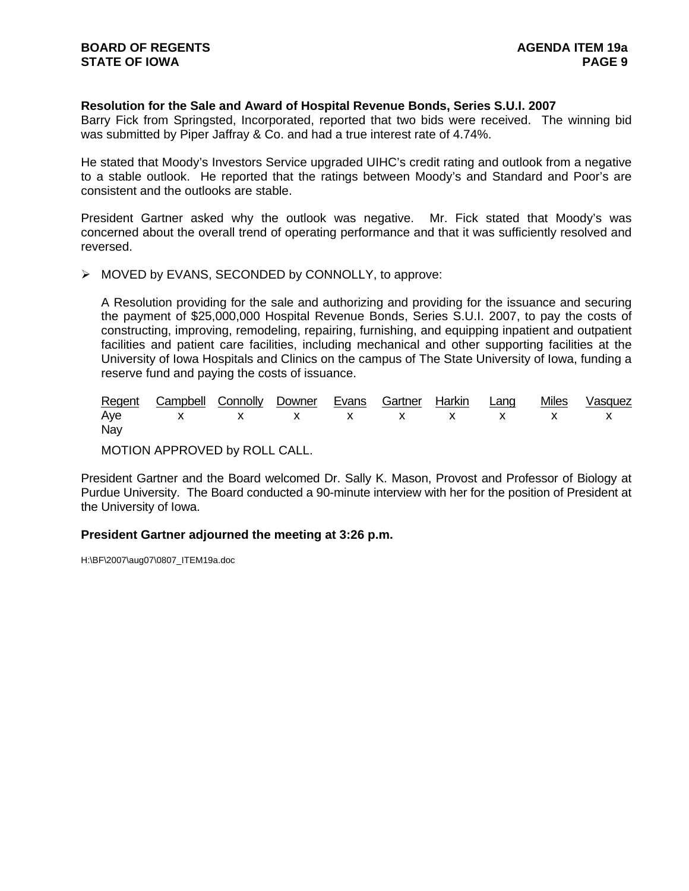**Resolution for the Sale and Award of Hospital Revenue Bonds, Series S.U.I. 2007**

Barry Fick from Springsted, Incorporated, reported that two bids were received. The winning bid was submitted by Piper Jaffray & Co. and had a true interest rate of 4.74%.

He stated that Moody's Investors Service upgraded UIHC's credit rating and outlook from a negative to a stable outlook. He reported that the ratings between Moody's and Standard and Poor's are consistent and the outlooks are stable.

President Gartner asked why the outlook was negative. Mr. Fick stated that Moody's was concerned about the overall trend of operating performance and that it was sufficiently resolved and reversed.

- MOVED by EVANS, SECONDED by CONNOLLY, to approve:

  A Resolution providing for the sale and authorizing and providing for the issuance and securing the payment of $25,000,000 Hospital Revenue Bonds, Series S.U.I. 2007, to pay the costs of constructing, improving, remodeling, repairing, furnishing, and equipping inpatient and outpatient facilities and patient care facilities, including mechanical and other supporting facilities at the University of Iowa Hospitals and Clinics on the campus of The State University of Iowa, funding a reserve fund and paying the costs of issuance.

| Regent | Campbell | Connolly | Downer | Evans | Gartner | Harkin | Lang | Miles | Vasquez |
|---|---|---|---|---|---|---|---|---|---|
| Aye | x | x | x | x | x | x | x | x | x |
| Nay | | | | | | | | | |

  MOTION APPROVED by ROLL CALL.

President Gartner and the Board welcomed Dr. Sally K. Mason, Provost and Professor of Biology at Purdue University. The Board conducted a 90-minute interview with her for the position of President at the University of Iowa.

**President Gartner adjourned the meeting at 3:26 p.m.**

H:\BF\2007\aug07\0807_ITEM19a.doc